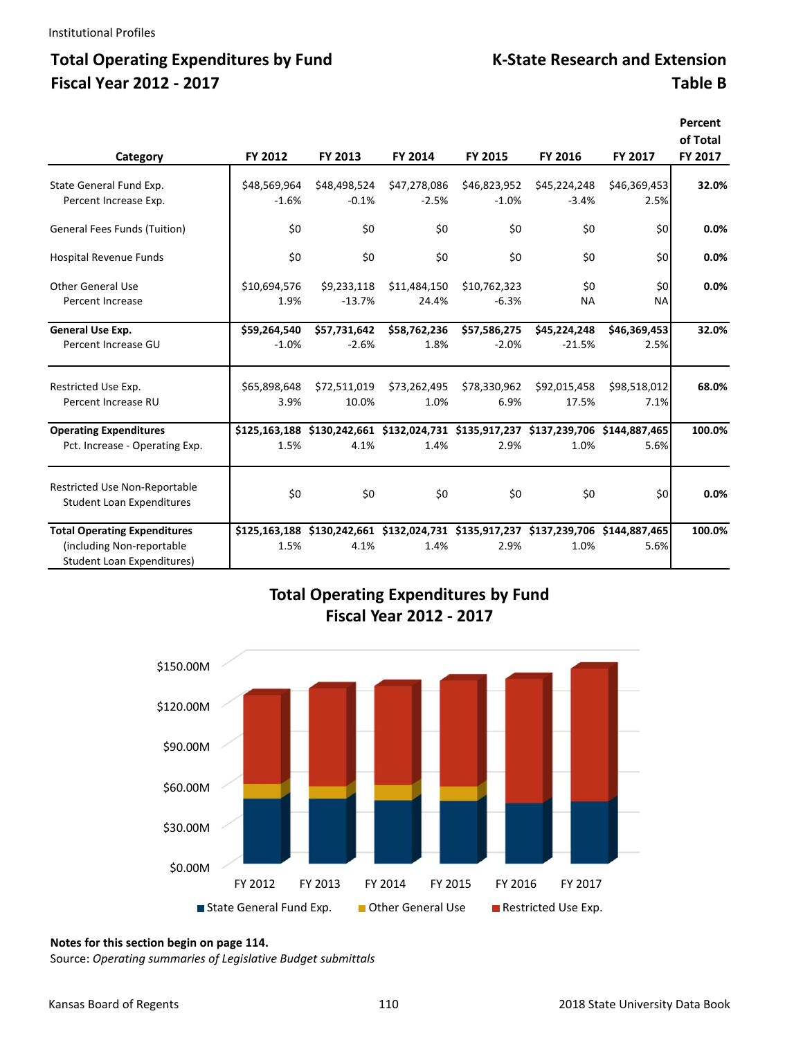# Total Operating Expenditures by Fund
## Fiscal Year 2012 - 2017

## K-State Research and Extension
## Table B

| Category | FY 2012 | FY 2013 | FY 2014 | FY 2015 | FY 2016 | FY 2017 | Percent of Total FY 2017 |
|---|---|---|---|---|---|---|---|
| State General Fund Exp. | $48,569,964 | $48,498,524 | $47,278,086 | $46,823,952 | $45,224,248 | $46,369,453 | **32.0%** |
| Percent Increase Exp. | -1.6% | -0.1% | -2.5% | -1.0% | -3.4% | 2.5% | |
| General Fees Funds (Tuition) | $0 | $0 | $0 | $0 | $0 | $0 | **0.0%** |
| Hospital Revenue Funds | $0 | $0 | $0 | $0 | $0 | $0 | **0.0%** |
| Other General Use | $10,694,576 | $9,233,118 | $11,484,150 | $10,762,323 | $0 | $0 | **0.0%** |
| Percent Increase | 1.9% | -13.7% | 24.4% | -6.3% | NA | NA | |
| **General Use Exp.** | **$59,264,540** | **$57,731,642** | **$58,762,236** | **$57,586,275** | **$45,224,248** | **$46,369,453** | **32.0%** |
| Percent Increase GU | -1.0% | -2.6% | 1.8% | -2.0% | -21.5% | 2.5% | |
| Restricted Use Exp. | $65,898,648 | $72,511,019 | $73,262,495 | $78,330,962 | $92,015,458 | $98,518,012 | **68.0%** |
| Percent Increase RU | 3.9% | 10.0% | 1.0% | 6.9% | 17.5% | 7.1% | |
| **Operating Expenditures** | **$125,163,188** | **$130,242,661** | **$132,024,731** | **$135,917,237** | **$137,239,706** | **$144,887,465** | **100.0%** |
| Pct. Increase - Operating Exp. | 1.5% | 4.1% | 1.4% | 2.9% | 1.0% | 5.6% | |
| Restricted Use Non-Reportable Student Loan Expenditures | $0 | $0 | $0 | $0 | $0 | $0 | **0.0%** |
| **Total Operating Expenditures** (including Non-reportable Student Loan Expenditures) | **$125,163,188** | **$130,242,661** | **$132,024,731** | **$135,917,237** | **$137,239,706** | **$144,887,465** | **100.0%** |
| | 1.5% | 4.1% | 1.4% | 2.9% | 1.0% | 5.6% | |

**Total Operating Expenditures by Fund**
**Fiscal Year 2012 - 2017**

**Notes for this section begin on page 114.**

Source: *Operating summaries of Legislative Budget submittals*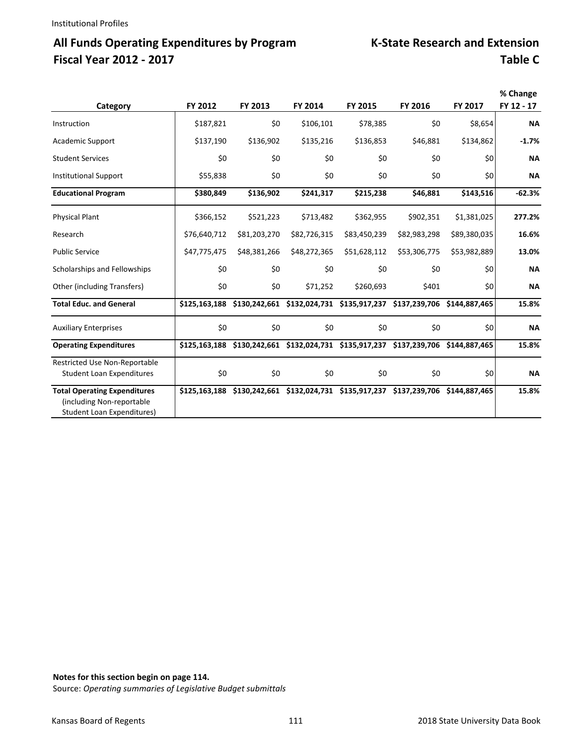# All Funds Operating Expenditures by Program
# Fiscal Year 2012 - 2017

## K-State Research and Extension
## Table C

| Category | FY 2012 | FY 2013 | FY 2014 | FY 2015 | FY 2016 | FY 2017 | % Change FY 12 - 17 |
|---|---|---|---|---|---|---|---|
| Instruction | $187,821 | $0 | $106,101 | $78,385 | $0 | $8,654 | **NA** |
| Academic Support | $137,190 | $136,902 | $135,216 | $136,853 | $46,881 | $134,862 | **-1.7%** |
| Student Services | $0 | $0 | $0 | $0 | $0 | $0 | **NA** |
| Institutional Support | $55,838 | $0 | $0 | $0 | $0 | $0 | **NA** |
| **Educational Program** | **$380,849** | **$136,902** | **$241,317** | **$215,238** | **$46,881** | **$143,516** | **-62.3%** |
| Physical Plant | $366,152 | $521,223 | $713,482 | $362,955 | $902,351 | $1,381,025 | **277.2%** |
| Research | $76,640,712 | $81,203,270 | $82,726,315 | $83,450,239 | $82,983,298 | $89,380,035 | **16.6%** |
| Public Service | $47,775,475 | $48,381,266 | $48,272,365 | $51,628,112 | $53,306,775 | $53,982,889 | **13.0%** |
| Scholarships and Fellowships | $0 | $0 | $0 | $0 | $0 | $0 | **NA** |
| Other (including Transfers) | $0 | $0 | $71,252 | $260,693 | $401 | $0 | **NA** |
| **Total Educ. and General** | **$125,163,188** | **$130,242,661** | **$132,024,731** | **$135,917,237** | **$137,239,706** | **$144,887,465** | **15.8%** |
| Auxiliary Enterprises | $0 | $0 | $0 | $0 | $0 | $0 | **NA** |
| **Operating Expenditures** | **$125,163,188** | **$130,242,661** | **$132,024,731** | **$135,917,237** | **$137,239,706** | **$144,887,465** | **15.8%** |
| Restricted Use Non-Reportable Student Loan Expenditures | $0 | $0 | $0 | $0 | $0 | $0 | **NA** |
| **Total Operating Expenditures** (including Non-reportable Student Loan Expenditures) | **$125,163,188** | **$130,242,661** | **$132,024,731** | **$135,917,237** | **$137,239,706** | **$144,887,465** | **15.8%** |

**Notes for this section begin on page 114.**

Source: *Operating summaries of Legislative Budget submittals*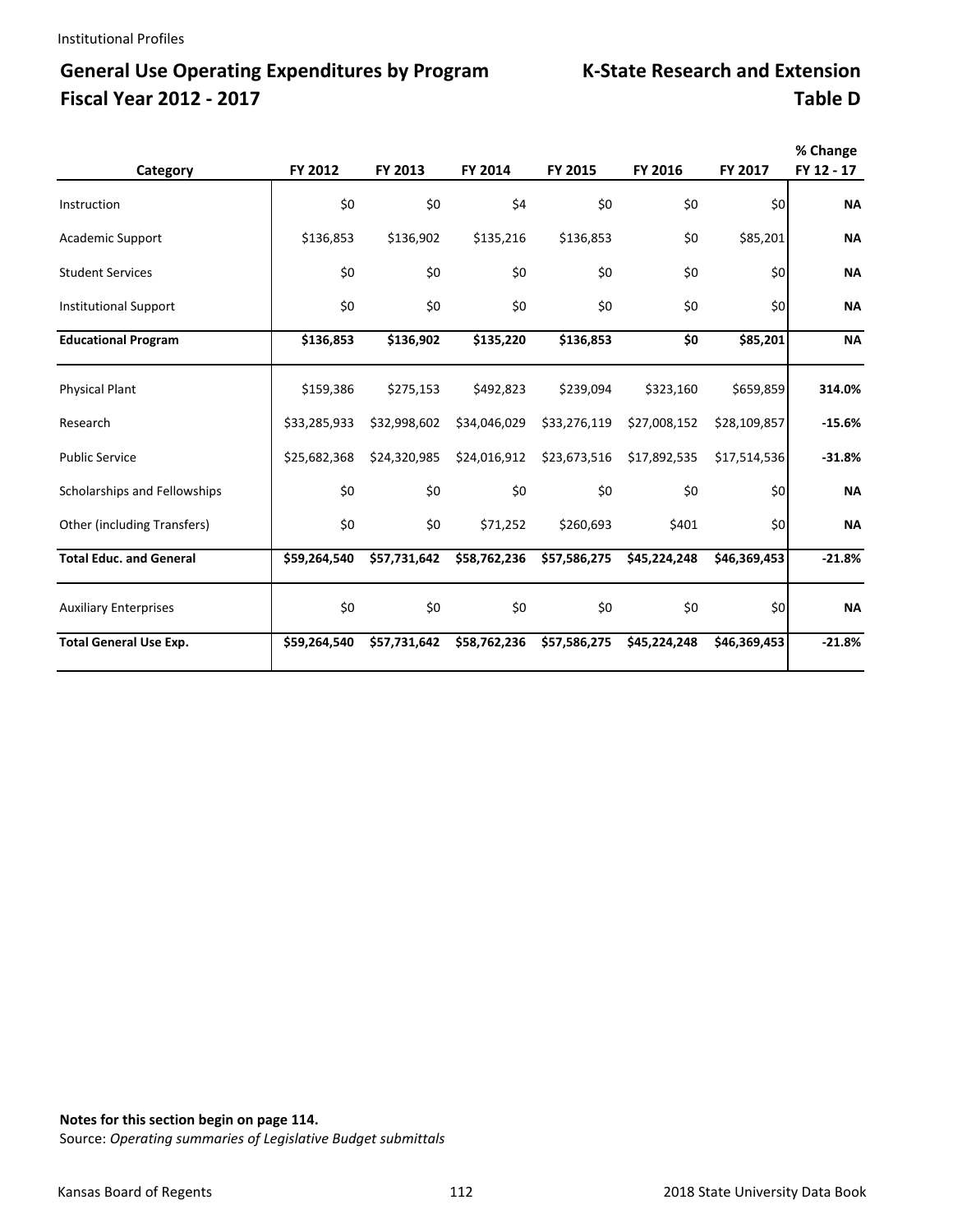## General Use Operating Expenditures by Program Fiscal Year 2012 - 2017

## K-State Research and Extension Table D

| Category | FY 2012 | FY 2013 | FY 2014 | FY 2015 | FY 2016 | FY 2017 | % Change FY 12 - 17 |
|---|---|---|---|---|---|---|---|
| Instruction | $0 | $0 | $4 | $0 | $0 | $0 | **NA** |
| Academic Support | $136,853 | $136,902 | $135,216 | $136,853 | $0 | $85,201 | **NA** |
| Student Services | $0 | $0 | $0 | $0 | $0 | $0 | **NA** |
| Institutional Support | $0 | $0 | $0 | $0 | $0 | $0 | **NA** |
| **Educational Program** | **$136,853** | **$136,902** | **$135,220** | **$136,853** | **$0** | **$85,201** | **NA** |
| Physical Plant | $159,386 | $275,153 | $492,823 | $239,094 | $323,160 | $659,859 | **314.0%** |
| Research | $33,285,933 | $32,998,602 | $34,046,029 | $33,276,119 | $27,008,152 | $28,109,857 | **-15.6%** |
| Public Service | $25,682,368 | $24,320,985 | $24,016,912 | $23,673,516 | $17,892,535 | $17,514,536 | **-31.8%** |
| Scholarships and Fellowships | $0 | $0 | $0 | $0 | $0 | $0 | **NA** |
| Other (including Transfers) | $0 | $0 | $71,252 | $260,693 | $401 | $0 | **NA** |
| **Total Educ. and General** | **$59,264,540** | **$57,731,642** | **$58,762,236** | **$57,586,275** | **$45,224,248** | **$46,369,453** | **-21.8%** |
| Auxiliary Enterprises | $0 | $0 | $0 | $0 | $0 | $0 | **NA** |
| **Total General Use Exp.** | **$59,264,540** | **$57,731,642** | **$58,762,236** | **$57,586,275** | **$45,224,248** | **$46,369,453** | **-21.8%** |

**Notes for this section begin on page 114.**

Source: *Operating summaries of Legislative Budget submittals*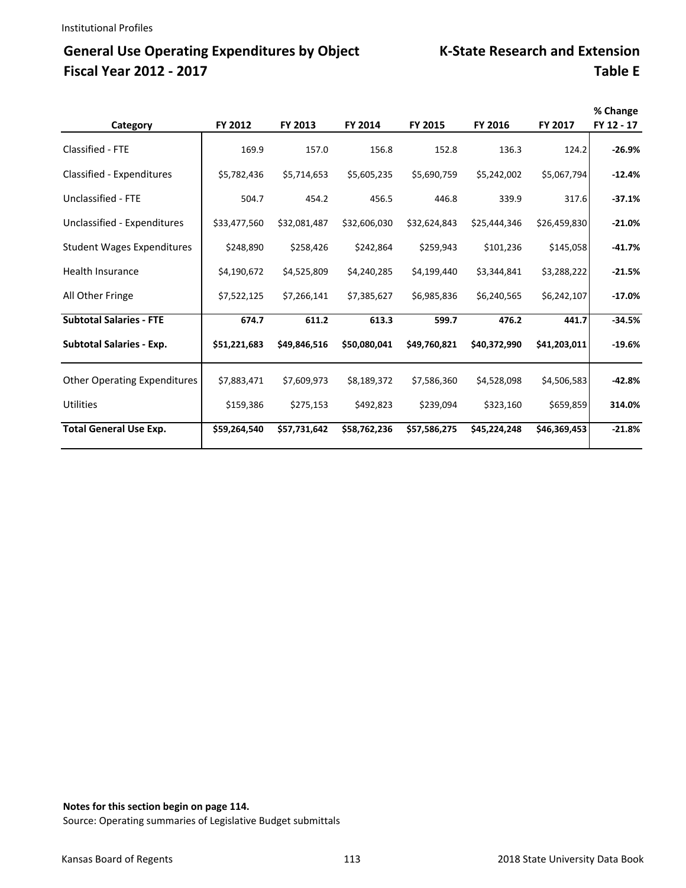Institutional Profiles

## General Use Operating Expenditures by Object Fiscal Year 2012 - 2017

## K-State Research and Extension Table E

| Category | FY 2012 | FY 2013 | FY 2014 | FY 2015 | FY 2016 | FY 2017 | % Change FY 12 - 17 |
|---|---|---|---|---|---|---|---|
| Classified - FTE | 169.9 | 157.0 | 156.8 | 152.8 | 136.3 | 124.2 | **-26.9%** |
| Classified - Expenditures | $5,782,436 | $5,714,653 | $5,605,235 | $5,690,759 | $5,242,002 | $5,067,794 | **-12.4%** |
| Unclassified - FTE | 504.7 | 454.2 | 456.5 | 446.8 | 339.9 | 317.6 | **-37.1%** |
| Unclassified - Expenditures | $33,477,560 | $32,081,487 | $32,606,030 | $32,624,843 | $25,444,346 | $26,459,830 | **-21.0%** |
| Student Wages Expenditures | $248,890 | $258,426 | $242,864 | $259,943 | $101,236 | $145,058 | **-41.7%** |
| Health Insurance | $4,190,672 | $4,525,809 | $4,240,285 | $4,199,440 | $3,344,841 | $3,288,222 | **-21.5%** |
| All Other Fringe | $7,522,125 | $7,266,141 | $7,385,627 | $6,985,836 | $6,240,565 | $6,242,107 | **-17.0%** |
| **Subtotal Salaries - FTE** | **674.7** | **611.2** | **613.3** | **599.7** | **476.2** | **441.7** | **-34.5%** |
| **Subtotal Salaries - Exp.** | **$51,221,683** | **$49,846,516** | **$50,080,041** | **$49,760,821** | **$40,372,990** | **$41,203,011** | **-19.6%** |
| Other Operating Expenditures | $7,883,471 | $7,609,973 | $8,189,372 | $7,586,360 | $4,528,098 | $4,506,583 | **-42.8%** |
| Utilities | $159,386 | $275,153 | $492,823 | $239,094 | $323,160 | $659,859 | **314.0%** |
| **Total General Use Exp.** | **$59,264,540** | **$57,731,642** | **$58,762,236** | **$57,586,275** | **$45,224,248** | **$46,369,453** | **-21.8%** |

**Notes for this section begin on page 114.**
Source: Operating summaries of Legislative Budget submittals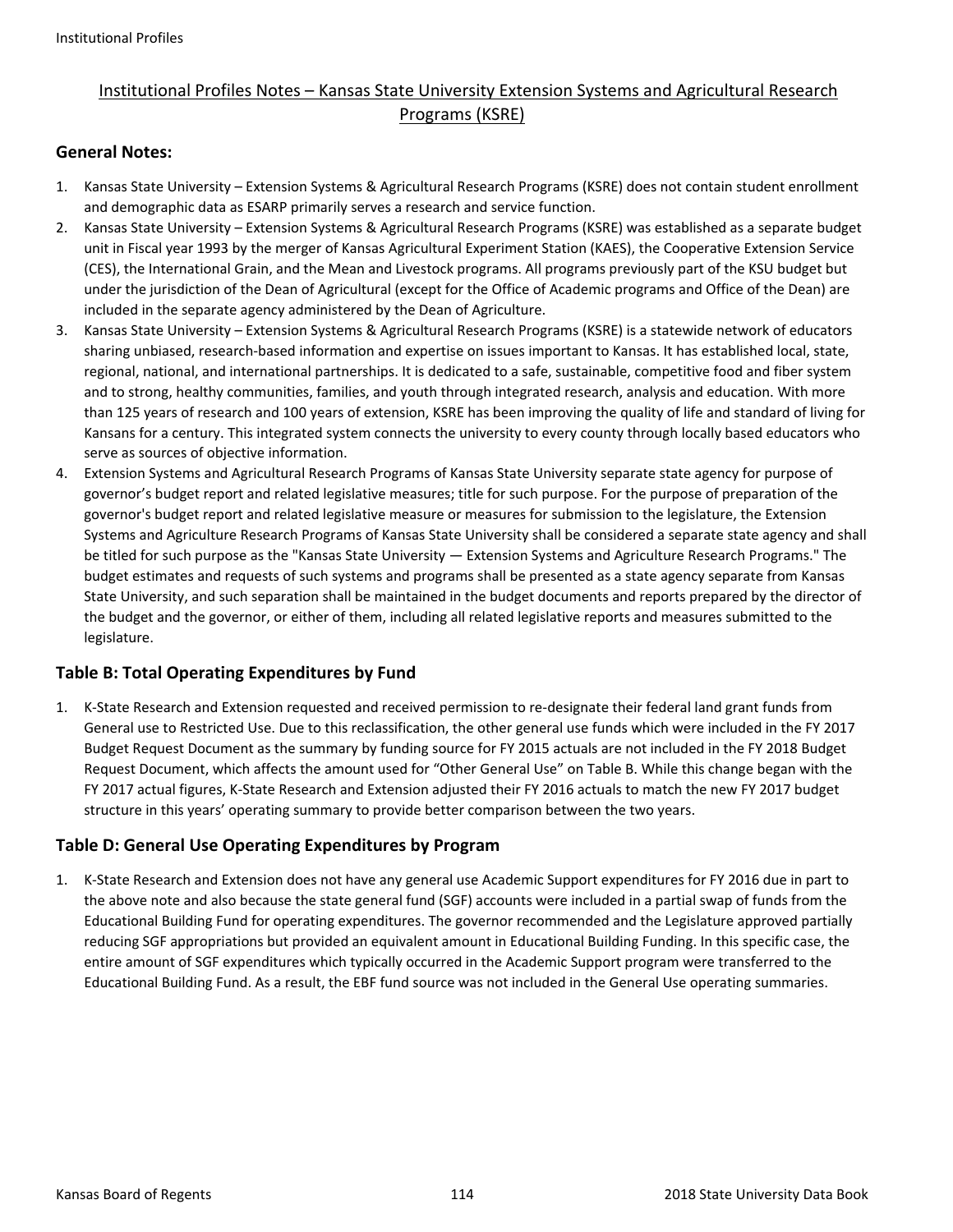# Institutional Profiles Notes – Kansas State University Extension Systems and Agricultural Research Programs (KSRE)

## General Notes:

1. Kansas State University – Extension Systems & Agricultural Research Programs (KSRE) does not contain student enrollment and demographic data as ESARP primarily serves a research and service function.
2. Kansas State University – Extension Systems & Agricultural Research Programs (KSRE) was established as a separate budget unit in Fiscal year 1993 by the merger of Kansas Agricultural Experiment Station (KAES), the Cooperative Extension Service (CES), the International Grain, and the Mean and Livestock programs. All programs previously part of the KSU budget but under the jurisdiction of the Dean of Agricultural (except for the Office of Academic programs and Office of the Dean) are included in the separate agency administered by the Dean of Agriculture.
3. Kansas State University – Extension Systems & Agricultural Research Programs (KSRE) is a statewide network of educators sharing unbiased, research-based information and expertise on issues important to Kansas. It has established local, state, regional, national, and international partnerships. It is dedicated to a safe, sustainable, competitive food and fiber system and to strong, healthy communities, families, and youth through integrated research, analysis and education. With more than 125 years of research and 100 years of extension, KSRE has been improving the quality of life and standard of living for Kansans for a century. This integrated system connects the university to every county through locally based educators who serve as sources of objective information.
4. Extension Systems and Agricultural Research Programs of Kansas State University separate state agency for purpose of governor's budget report and related legislative measures; title for such purpose. For the purpose of preparation of the governor's budget report and related legislative measure or measures for submission to the legislature, the Extension Systems and Agriculture Research Programs of Kansas State University shall be considered a separate state agency and shall be titled for such purpose as the "Kansas State University — Extension Systems and Agriculture Research Programs." The budget estimates and requests of such systems and programs shall be presented as a state agency separate from Kansas State University, and such separation shall be maintained in the budget documents and reports prepared by the director of the budget and the governor, or either of them, including all related legislative reports and measures submitted to the legislature.

## Table B: Total Operating Expenditures by Fund

1. K-State Research and Extension requested and received permission to re-designate their federal land grant funds from General use to Restricted Use. Due to this reclassification, the other general use funds which were included in the FY 2017 Budget Request Document as the summary by funding source for FY 2015 actuals are not included in the FY 2018 Budget Request Document, which affects the amount used for "Other General Use" on Table B. While this change began with the FY 2017 actual figures, K-State Research and Extension adjusted their FY 2016 actuals to match the new FY 2017 budget structure in this years' operating summary to provide better comparison between the two years.

## Table D: General Use Operating Expenditures by Program

1. K-State Research and Extension does not have any general use Academic Support expenditures for FY 2016 due in part to the above note and also because the state general fund (SGF) accounts were included in a partial swap of funds from the Educational Building Fund for operating expenditures. The governor recommended and the Legislature approved partially reducing SGF appropriations but provided an equivalent amount in Educational Building Funding. In this specific case, the entire amount of SGF expenditures which typically occurred in the Academic Support program were transferred to the Educational Building Fund. As a result, the EBF fund source was not included in the General Use operating summaries.